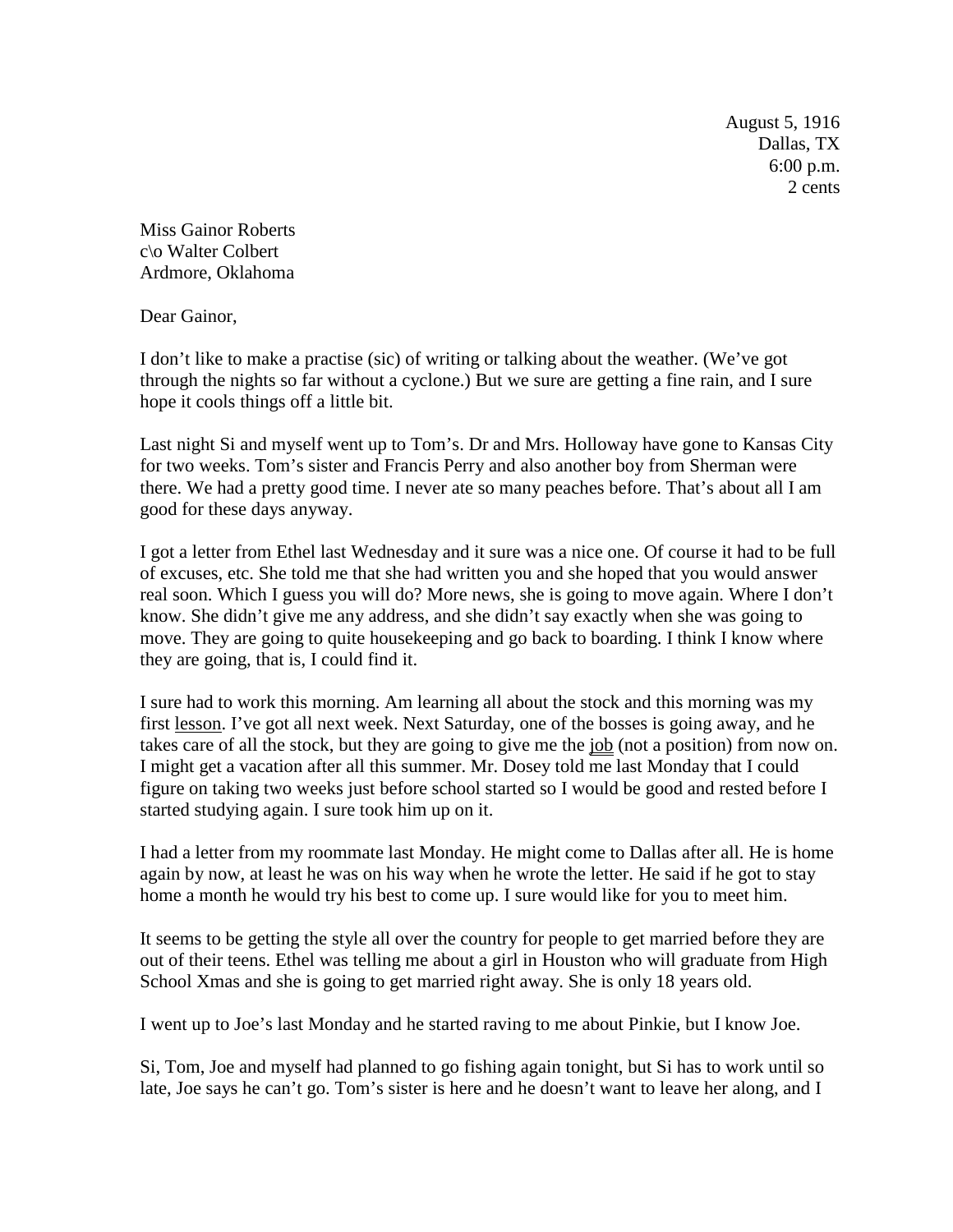August 5, 1916  
Dallas, TX  
6:00 p.m.  
2 cents

Miss Gainor Roberts  
c\o Walter Colbert  
Ardmore, Oklahoma

Dear Gainor,

I don't like to make a practise (sic) of writing or talking about the weather. (We've got through the nights so far without a cyclone.) But we sure are getting a fine rain, and I sure hope it cools things off a little bit.

Last night Si and myself went up to Tom's. Dr and Mrs. Holloway have gone to Kansas City for two weeks. Tom's sister and Francis Perry and also another boy from Sherman were there. We had a pretty good time. I never ate so many peaches before. That's about all I am good for these days anyway.

I got a letter from Ethel last Wednesday and it sure was a nice one. Of course it had to be full of excuses, etc. She told me that she had written you and she hoped that you would answer real soon. Which I guess you will do? More news, she is going to move again. Where I don't know. She didn't give me any address, and she didn't say exactly when she was going to move. They are going to quite housekeeping and go back to boarding. I think I know where they are going, that is, I could find it.

I sure had to work this morning. Am learning all about the stock and this morning was my first <u>lesson</u>. I've got all next week. Next Saturday, one of the bosses is going away, and he takes care of all the stock, but they are going to give me the <u>job</u> (not a position) from now on. I might get a vacation after all this summer. Mr. Dosey told me last Monday that I could figure on taking two weeks just before school started so I would be good and rested before I started studying again. I sure took him up on it.

I had a letter from my roommate last Monday. He might come to Dallas after all. He is home again by now, at least he was on his way when he wrote the letter. He said if he got to stay home a month he would try his best to come up. I sure would like for you to meet him.

It seems to be getting the style all over the country for people to get married before they are out of their teens. Ethel was telling me about a girl in Houston who will graduate from High School Xmas and she is going to get married right away. She is only 18 years old.

I went up to Joe's last Monday and he started raving to me about Pinkie, but I know Joe.

Si, Tom, Joe and myself had planned to go fishing again tonight, but Si has to work until so late, Joe says he can't go. Tom's sister is here and he doesn't want to leave her along, and I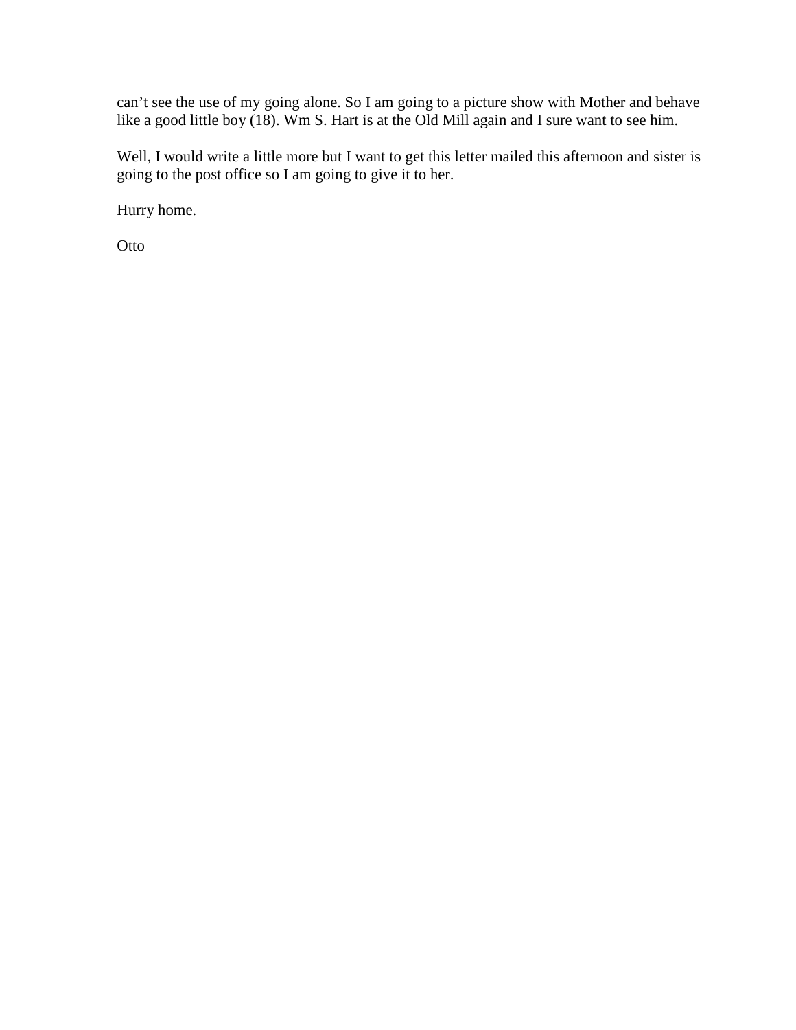can't see the use of my going alone. So I am going to a picture show with Mother and behave like a good little boy (18). Wm S. Hart is at the Old Mill again and I sure want to see him.

Well, I would write a little more but I want to get this letter mailed this afternoon and sister is going to the post office so I am going to give it to her.

Hurry home.

Otto